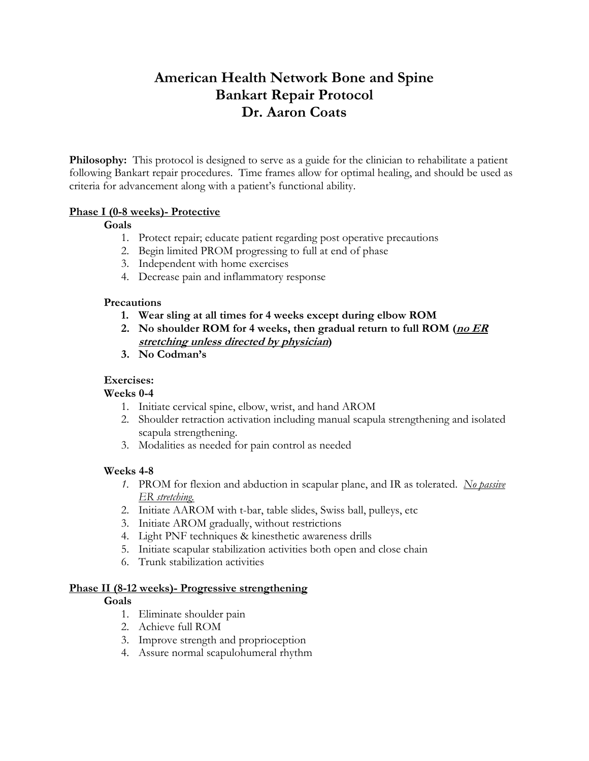# American Health Network Bone and Spine
# Bankart Repair Protocol
# Dr. Aaron Coats

**Philosophy:** This protocol is designed to serve as a guide for the clinician to rehabilitate a patient following Bankart repair procedures. Time frames allow for optimal healing, and should be used as criteria for advancement along with a patient's functional ability.

## Phase I (0-8 weeks)- Protective

**Goals**

1. Protect repair; educate patient regarding post operative precautions
2. Begin limited PROM progressing to full at end of phase
3. Independent with home exercises
4. Decrease pain and inflammatory response

**Precautions**

1. **Wear sling at all times for 4 weeks except during elbow ROM**
2. **No shoulder ROM for 4 weeks, then gradual return to full ROM (*no ER stretching unless directed by physician*)**
3. **No Codman's**

**Exercises:**

**Weeks 0-4**

1. Initiate cervical spine, elbow, wrist, and hand AROM
2. Shoulder retraction activation including manual scapula strengthening and isolated scapula strengthening.
3. Modalities as needed for pain control as needed

**Weeks 4-8**

1. PROM for flexion and abduction in scapular plane, and IR as tolerated. *No passive ER stretching.*
2. Initiate AAROM with t-bar, table slides, Swiss ball, pulleys, etc
3. Initiate AROM gradually, without restrictions
4. Light PNF techniques & kinesthetic awareness drills
5. Initiate scapular stabilization activities both open and close chain
6. Trunk stabilization activities

## Phase II (8-12 weeks)- Progressive strengthening

**Goals**

1. Eliminate shoulder pain
2. Achieve full ROM
3. Improve strength and proprioception
4. Assure normal scapulohumeral rhythm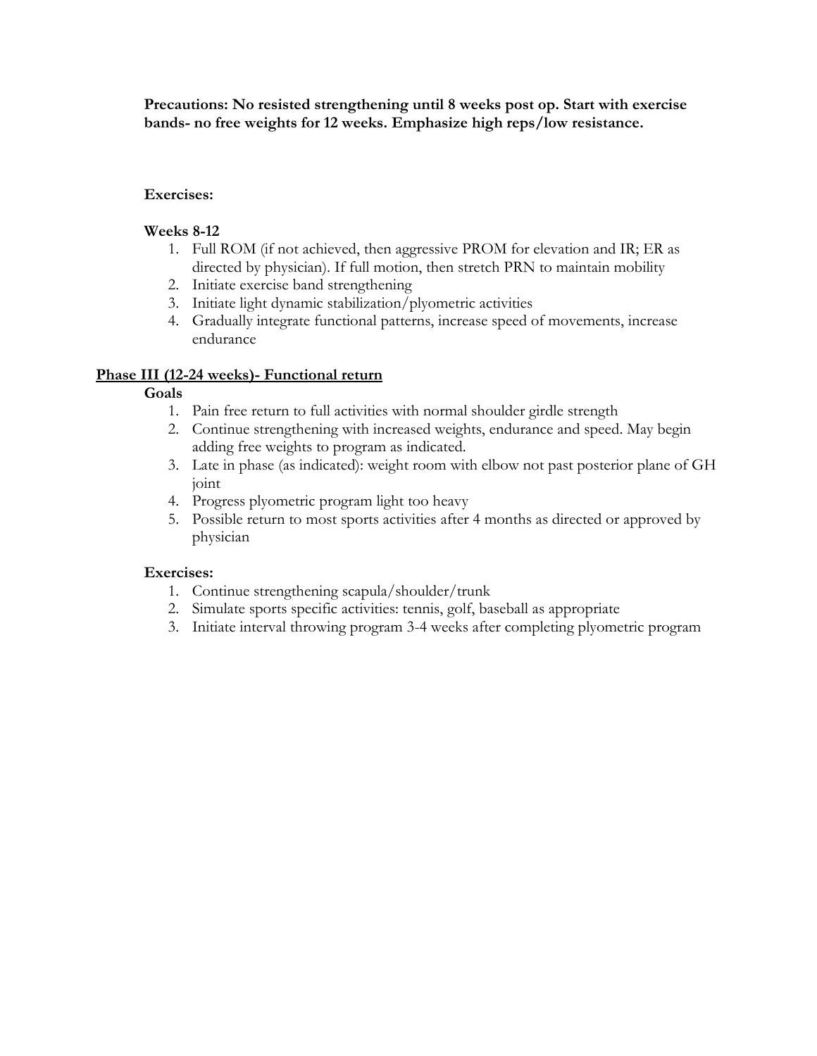**Precautions: No resisted strengthening until 8 weeks post op. Start with exercise bands- no free weights for 12 weeks. Emphasize high reps/low resistance.**

**Exercises:**

**Weeks 8-12**

1. Full ROM (if not achieved, then aggressive PROM for elevation and IR; ER as directed by physician). If full motion, then stretch PRN to maintain mobility
2. Initiate exercise band strengthening
3. Initiate light dynamic stabilization/plyometric activities
4. Gradually integrate functional patterns, increase speed of movements, increase endurance

## <u>Phase III (12-24 weeks)- Functional return</u>

**Goals**

1. Pain free return to full activities with normal shoulder girdle strength
2. Continue strengthening with increased weights, endurance and speed. May begin adding free weights to program as indicated.
3. Late in phase (as indicated): weight room with elbow not past posterior plane of GH joint
4. Progress plyometric program light too heavy
5. Possible return to most sports activities after 4 months as directed or approved by physician

**Exercises:**

1. Continue strengthening scapula/shoulder/trunk
2. Simulate sports specific activities: tennis, golf, baseball as appropriate
3. Initiate interval throwing program 3-4 weeks after completing plyometric program